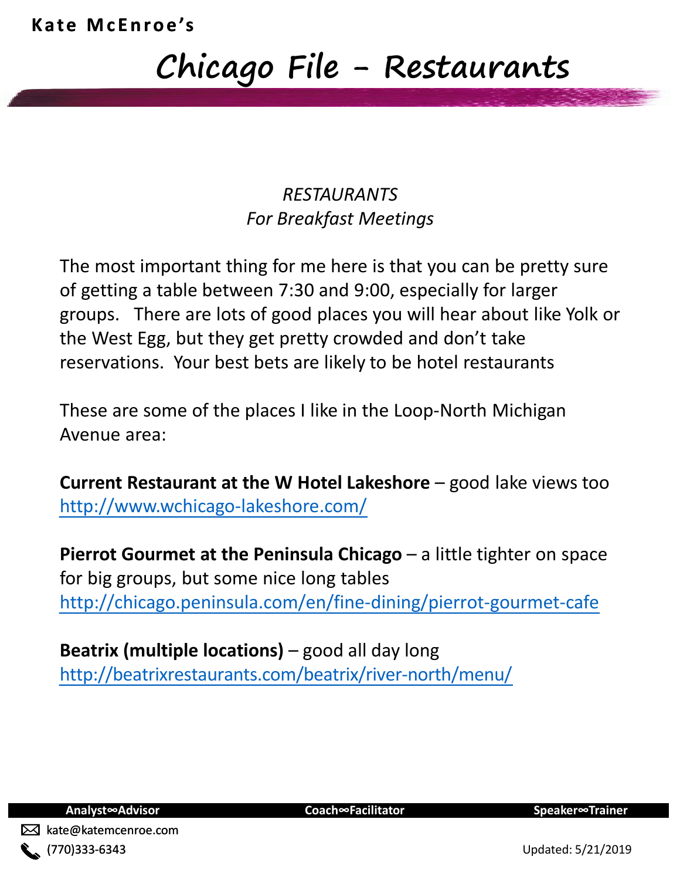Kate McEnroe's

# Chicago File - Restaurants

*RESTAURANTS*
*For Breakfast Meetings*

The most important thing for me here is that you can be pretty sure of getting a table between 7:30 and 9:00, especially for larger groups. There are lots of good places you will hear about like Yolk or the West Egg, but they get pretty crowded and don't take reservations. Your best bets are likely to be hotel restaurants

These are some of the places I like in the Loop-North Michigan Avenue area:

**Current Restaurant at the W Hotel Lakeshore** – good lake views too
http://www.wchicago-lakeshore.com/

**Pierrot Gourmet at the Peninsula Chicago** – a little tighter on space for big groups, but some nice long tables
http://chicago.peninsula.com/en/fine-dining/pierrot-gourmet-cafe

**Beatrix (multiple locations)** – good all day long
http://beatrixrestaurants.com/beatrix/river-north/menu/

Analyst∞Advisor Coach∞Facilitator Speaker∞Trainer

kate@katemcenroe.com
(770)333-6343

Updated: 5/21/2019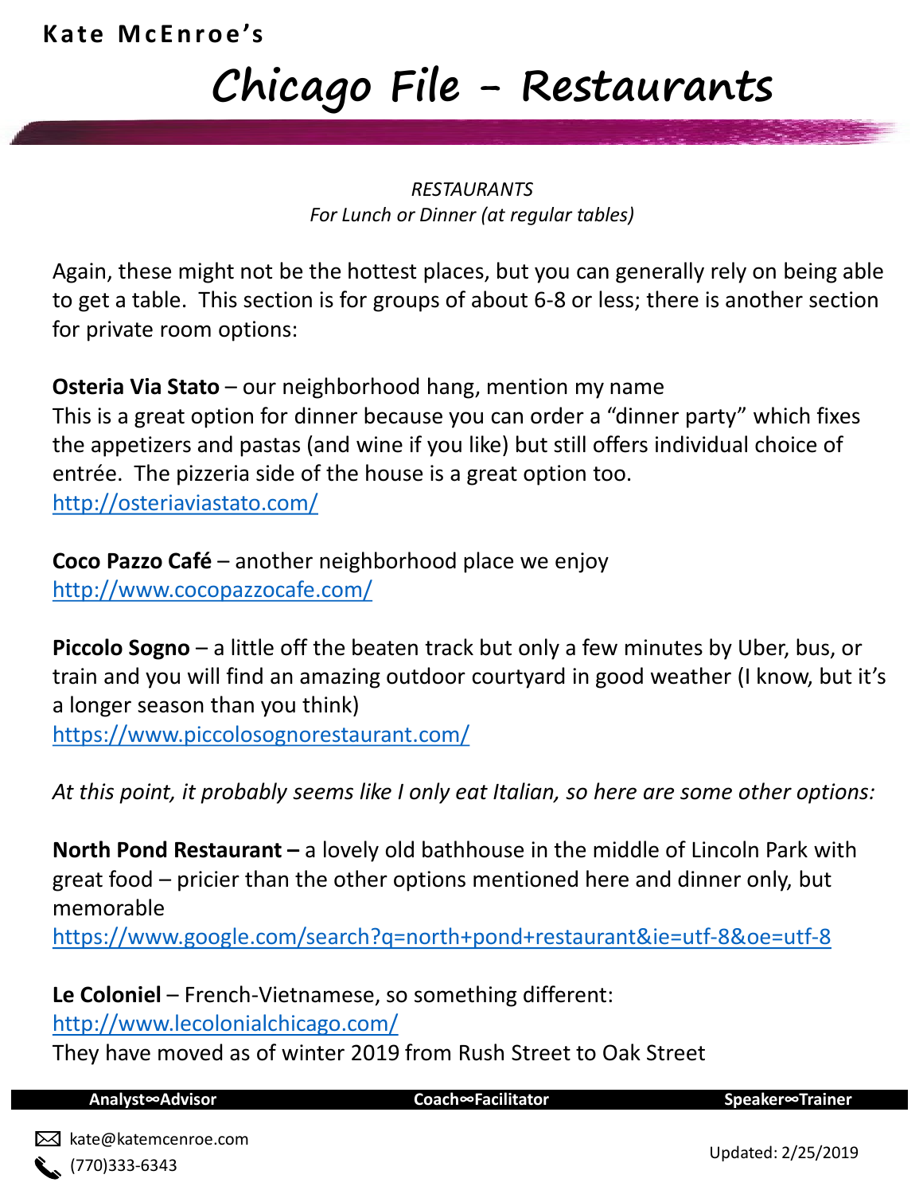# Chicago File - Restaurants

*RESTAURANTS*
*For Lunch or Dinner (at regular tables)*

Again, these might not be the hottest places, but you can generally rely on being able to get a table. This section is for groups of about 6-8 or less; there is another section for private room options:

**Osteria Via Stato** – our neighborhood hang, mention my name
This is a great option for dinner because you can order a “dinner party” which fixes the appetizers and pastas (and wine if you like) but still offers individual choice of entrée. The pizzeria side of the house is a great option too.
http://osteriaviastato.com/

**Coco Pazzo Café** – another neighborhood place we enjoy
http://www.cocopazzocafe.com/

**Piccolo Sogno** – a little off the beaten track but only a few minutes by Uber, bus, or train and you will find an amazing outdoor courtyard in good weather (I know, but it’s a longer season than you think)
https://www.piccolosognorestaurant.com/

*At this point, it probably seems like I only eat Italian, so here are some other options:*

**North Pond Restaurant –** a lovely old bathhouse in the middle of Lincoln Park with great food – pricier than the other options mentioned here and dinner only, but memorable
https://www.google.com/search?q=north+pond+restaurant&ie=utf-8&oe=utf-8

**Le Coloniel** – French-Vietnamese, so something different:
http://www.lecolonialchicago.com/
They have moved as of winter 2019 from Rush Street to Oak Street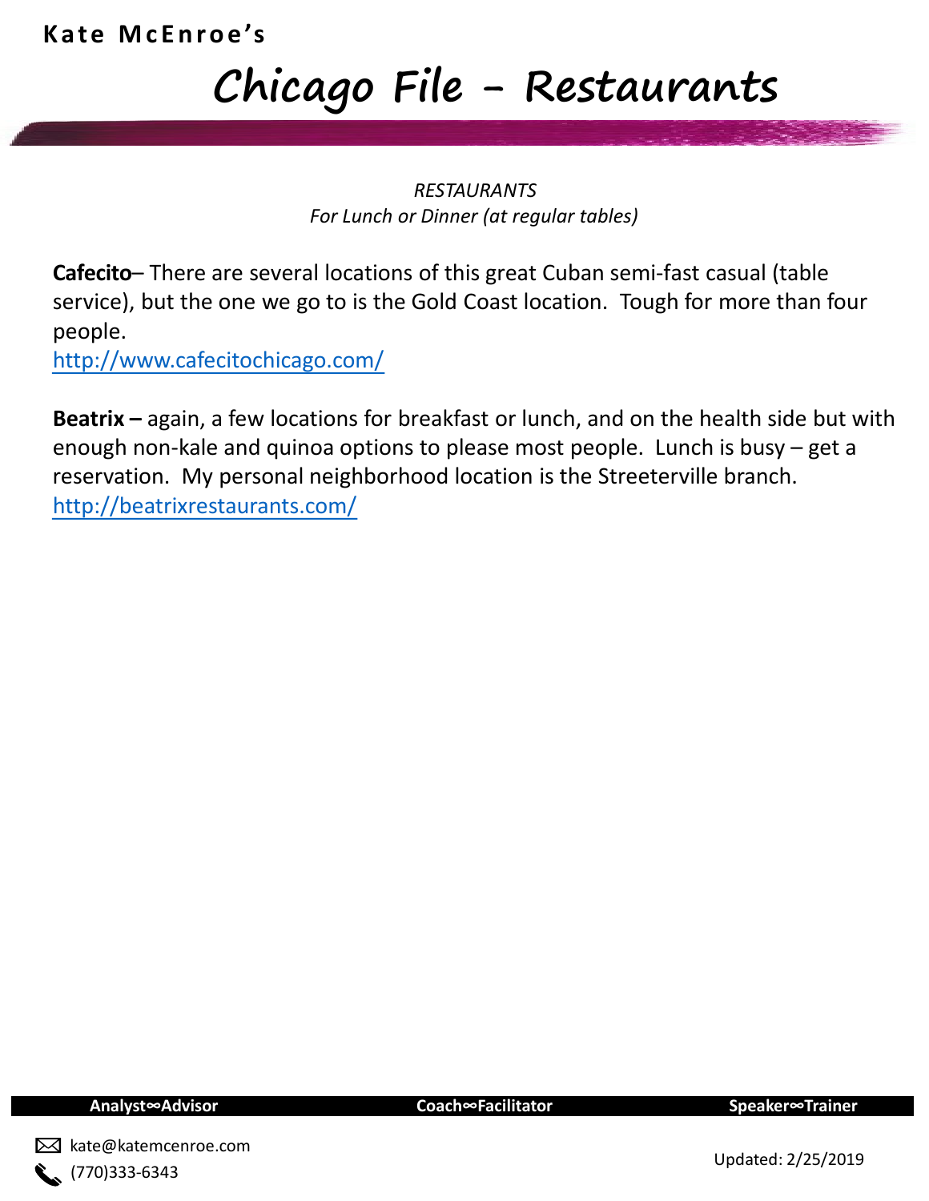Kate McEnroe's

# Chicago File - Restaurants

*RESTAURANTS*
*For Lunch or Dinner (at regular tables)*

**Cafecito**– There are several locations of this great Cuban semi-fast casual (table service), but the one we go to is the Gold Coast location. Tough for more than four people.
http://www.cafecitochicago.com/

**Beatrix –** again, a few locations for breakfast or lunch, and on the health side but with enough non-kale and quinoa options to please most people. Lunch is busy – get a reservation. My personal neighborhood location is the Streeterville branch.
http://beatrixrestaurants.com/

Analyst∞Advisor | Coach∞Facilitator | Speaker∞Trainer

kate@katemcenroe.com
(770)333-6343

Updated: 2/25/2019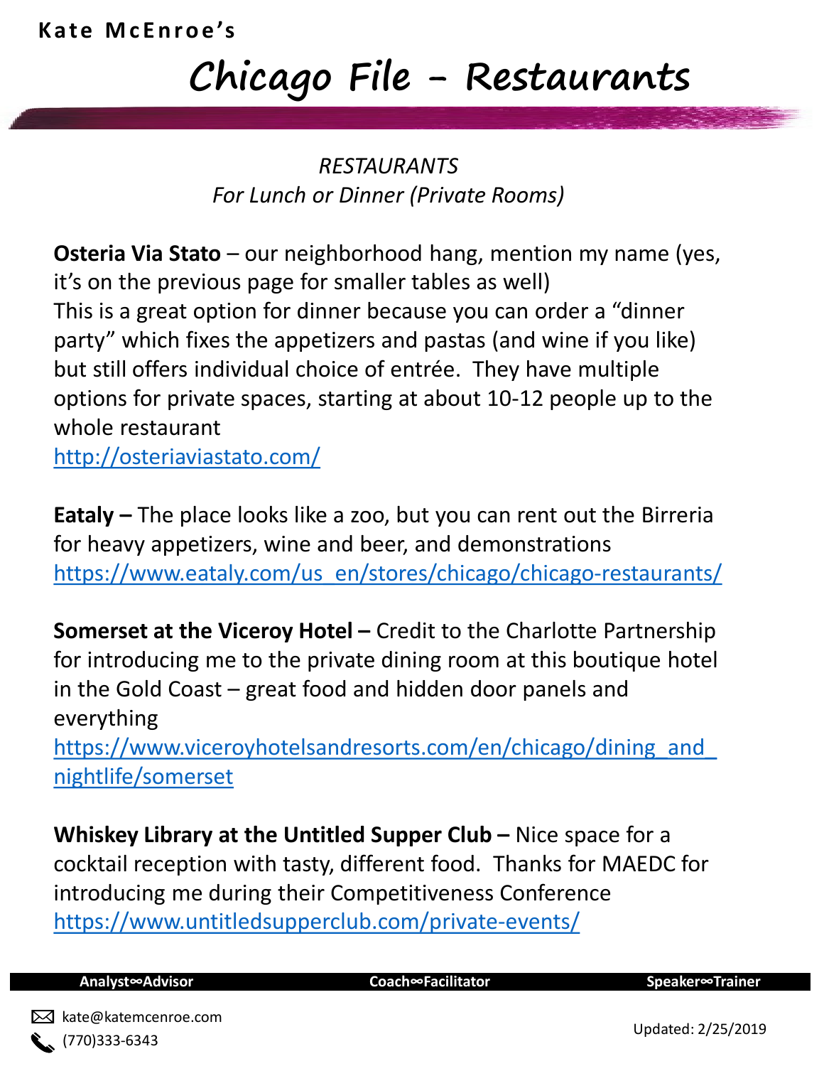Kate McEnroe's

# Chicago File - Restaurants

*RESTAURANTS*
*For Lunch or Dinner (Private Rooms)*

**Osteria Via Stato** – our neighborhood hang, mention my name (yes, it's on the previous page for smaller tables as well)
This is a great option for dinner because you can order a "dinner party" which fixes the appetizers and pastas (and wine if you like) but still offers individual choice of entrée. They have multiple options for private spaces, starting at about 10-12 people up to the whole restaurant
http://osteriaviastato.com/

**Eataly –** The place looks like a zoo, but you can rent out the Birreria for heavy appetizers, wine and beer, and demonstrations
https://www.eataly.com/us_en/stores/chicago/chicago-restaurants/

**Somerset at the Viceroy Hotel –** Credit to the Charlotte Partnership for introducing me to the private dining room at this boutique hotel in the Gold Coast – great food and hidden door panels and everything
https://www.viceroyhotelsandresorts.com/en/chicago/dining_and_nightlife/somerset

**Whiskey Library at the Untitled Supper Club –** Nice space for a cocktail reception with tasty, different food. Thanks for MAEDC for introducing me during their Competitiveness Conference
https://www.untitledsupperclub.com/private-events/

Analyst∞Advisor Coach∞Facilitator Speaker∞Trainer

kate@katemcenroe.com
(770)333-6343

Updated: 2/25/2019